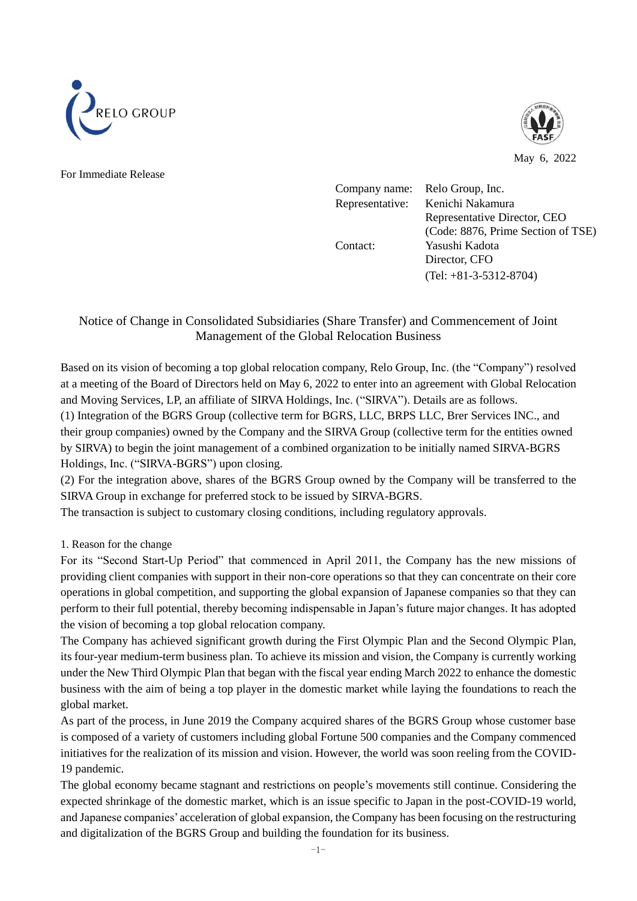RELO GROUP

May 6, 2022

For Immediate Release

Company name: Relo Group, Inc.
Representative: Kenichi Nakamura
Representative Director, CEO
(Code: 8876, Prime Section of TSE)
Contact: Yasushi Kadota
Director, CFO
(Tel: +81-3-5312-8704)

# Notice of Change in Consolidated Subsidiaries (Share Transfer) and Commencement of Joint Management of the Global Relocation Business

Based on its vision of becoming a top global relocation company, Relo Group, Inc. (the "Company") resolved at a meeting of the Board of Directors held on May 6, 2022 to enter into an agreement with Global Relocation and Moving Services, LP, an affiliate of SIRVA Holdings, Inc. ("SIRVA"). Details are as follows.

(1) Integration of the BGRS Group (collective term for BGRS, LLC, BRPS LLC, Brer Services INC., and their group companies) owned by the Company and the SIRVA Group (collective term for the entities owned by SIRVA) to begin the joint management of a combined organization to be initially named SIRVA-BGRS Holdings, Inc. ("SIRVA-BGRS") upon closing.

(2) For the integration above, shares of the BGRS Group owned by the Company will be transferred to the SIRVA Group in exchange for preferred stock to be issued by SIRVA-BGRS.

The transaction is subject to customary closing conditions, including regulatory approvals.

## 1. Reason for the change

For its "Second Start-Up Period" that commenced in April 2011, the Company has the new missions of providing client companies with support in their non-core operations so that they can concentrate on their core operations in global competition, and supporting the global expansion of Japanese companies so that they can perform to their full potential, thereby becoming indispensable in Japan's future major changes. It has adopted the vision of becoming a top global relocation company.

The Company has achieved significant growth during the First Olympic Plan and the Second Olympic Plan, its four-year medium-term business plan. To achieve its mission and vision, the Company is currently working under the New Third Olympic Plan that began with the fiscal year ending March 2022 to enhance the domestic business with the aim of being a top player in the domestic market while laying the foundations to reach the global market.

As part of the process, in June 2019 the Company acquired shares of the BGRS Group whose customer base is composed of a variety of customers including global Fortune 500 companies and the Company commenced initiatives for the realization of its mission and vision. However, the world was soon reeling from the COVID-19 pandemic.

The global economy became stagnant and restrictions on people's movements still continue. Considering the expected shrinkage of the domestic market, which is an issue specific to Japan in the post-COVID-19 world, and Japanese companies' acceleration of global expansion, the Company has been focusing on the restructuring and digitalization of the BGRS Group and building the foundation for its business.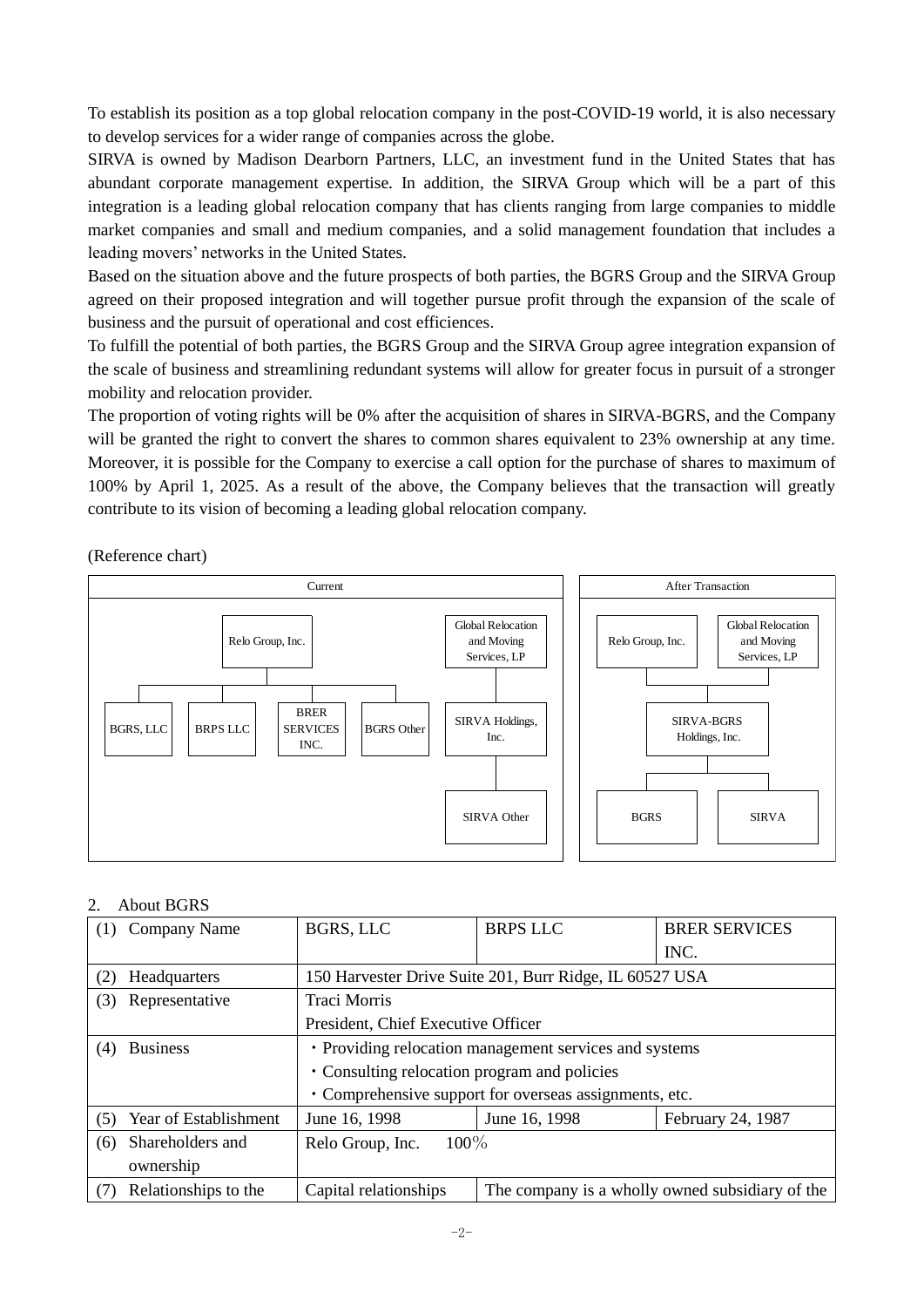To establish its position as a top global relocation company in the post-COVID-19 world, it is also necessary to develop services for a wider range of companies across the globe.

SIRVA is owned by Madison Dearborn Partners, LLC, an investment fund in the United States that has abundant corporate management expertise. In addition, the SIRVA Group which will be a part of this integration is a leading global relocation company that has clients ranging from large companies to middle market companies and small and medium companies, and a solid management foundation that includes a leading movers' networks in the United States.

Based on the situation above and the future prospects of both parties, the BGRS Group and the SIRVA Group agreed on their proposed integration and will together pursue profit through the expansion of the scale of business and the pursuit of operational and cost efficiencies.

To fulfill the potential of both parties, the BGRS Group and the SIRVA Group agree integration expansion of the scale of business and streamlining redundant systems will allow for greater focus in pursuit of a stronger mobility and relocation provider.

The proportion of voting rights will be 0% after the acquisition of shares in SIRVA-BGRS, and the Company will be granted the right to convert the shares to common shares equivalent to 23% ownership at any time. Moreover, it is possible for the Company to exercise a call option for the purchase of shares to maximum of 100% by April 1, 2025. As a result of the above, the Company believes that the transaction will greatly contribute to its vision of becoming a leading global relocation company.

(Reference chart)

**Current**

- Relo Group, Inc.
  - BGRS, LLC
  - BRPS LLC
  - BRER SERVICES INC.
  - BGRS Other
- Global Relocation and Moving Services, LP
  - SIRVA Holdings, Inc.
    - SIRVA Other

**After Transaction**

- Relo Group, Inc. / Global Relocation and Moving Services, LP
  - SIRVA-BGRS Holdings, Inc.
    - BGRS
    - SIRVA

## 2. About BGRS

| | | | |
|---|---|---|---|
| (1) Company Name | BGRS, LLC | BRPS LLC | BRER SERVICES INC. |
| (2) Headquarters | 150 Harvester Drive Suite 201, Burr Ridge, IL 60527 USA | | |
| (3) Representative | Traci Morris<br>President, Chief Executive Officer | | |
| (4) Business | ・Providing relocation management services and systems<br>・Consulting relocation program and policies<br>・Comprehensive support for overseas assignments, etc. | | |
| (5) Year of Establishment | June 16, 1998 | June 16, 1998 | February 24, 1987 |
| (6) Shareholders and ownership | Relo Group, Inc. 100% | | |
| (7) Relationships to the | Capital relationships | The company is a wholly owned subsidiary of the | |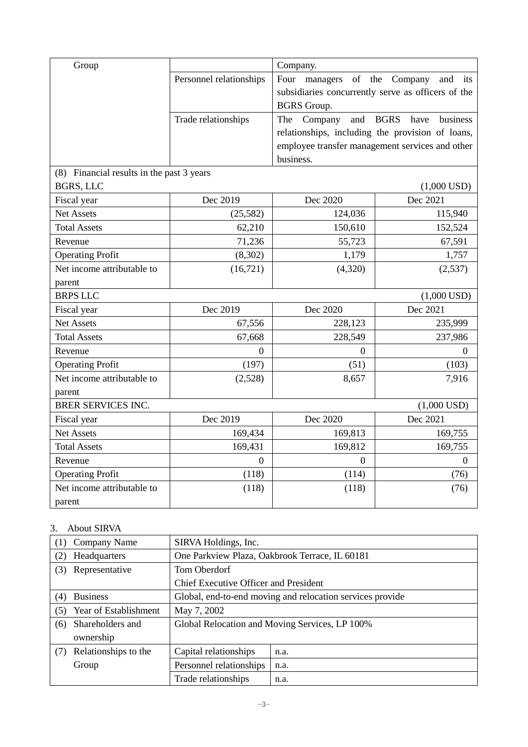| Group | | Company. |
|---|---|---|
| | Personnel relationships | Four managers of the Company and its subsidiaries concurrently serve as officers of the BGRS Group. |
| | Trade relationships | The Company and BGRS have business relationships, including the provision of loans, employee transfer management services and other business. |

(8) Financial results in the past 3 years

| BGRS, LLC | | | (1,000 USD) |
|---|---|---|---|
| Fiscal year | Dec 2019 | Dec 2020 | Dec 2021 |
| Net Assets | (25,582) | 124,036 | 115,940 |
| Total Assets | 62,210 | 150,610 | 152,524 |
| Revenue | 71,236 | 55,723 | 67,591 |
| Operating Profit | (8,302) | 1,179 | 1,757 |
| Net income attributable to parent | (16,721) | (4,320) | (2,537) |

| BRPS LLC | | | (1,000 USD) |
|---|---|---|---|
| Fiscal year | Dec 2019 | Dec 2020 | Dec 2021 |
| Net Assets | 67,556 | 228,123 | 235,999 |
| Total Assets | 67,668 | 228,549 | 237,986 |
| Revenue | 0 | 0 | 0 |
| Operating Profit | (197) | (51) | (103) |
| Net income attributable to parent | (2,528) | 8,657 | 7,916 |

| BRER SERVICES INC. | | | (1,000 USD) |
|---|---|---|---|
| Fiscal year | Dec 2019 | Dec 2020 | Dec 2021 |
| Net Assets | 169,434 | 169,813 | 169,755 |
| Total Assets | 169,431 | 169,812 | 169,755 |
| Revenue | 0 | 0 | 0 |
| Operating Profit | (118) | (114) | (76) |
| Net income attributable to parent | (118) | (118) | (76) |

3. About SIRVA

| (1) Company Name | SIRVA Holdings, Inc. | |
|---|---|---|
| (2) Headquarters | One Parkview Plaza, Oakbrook Terrace, IL 60181 | |
| (3) Representative | Tom Oberdorf<br>Chief Executive Officer and President | |
| (4) Business | Global, end-to-end moving and relocation services provide | |
| (5) Year of Establishment | May 7, 2002 | |
| (6) Shareholders and ownership | Global Relocation and Moving Services, LP 100% | |
| (7) Relationships to the Group | Capital relationships | n.a. |
| | Personnel relationships | n.a. |
| | Trade relationships | n.a. |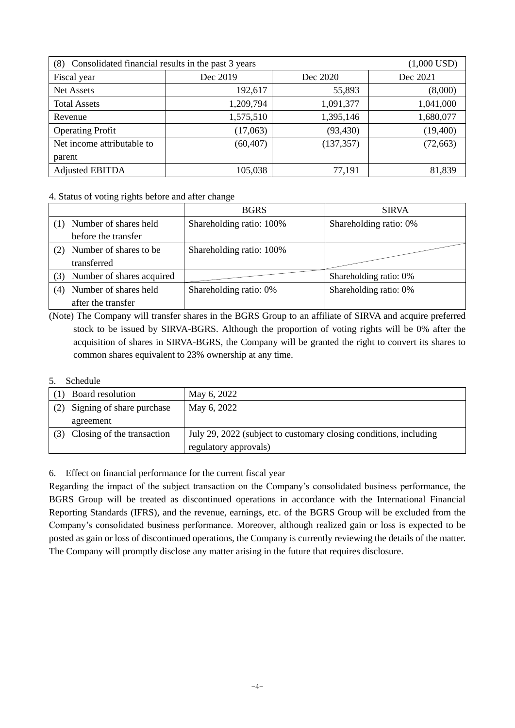| (8) Consolidated financial results in the past 3 years | | | (1,000 USD) |
|---|---|---|---|
| Fiscal year | Dec 2019 | Dec 2020 | Dec 2021 |
| Net Assets | 192,617 | 55,893 | (8,000) |
| Total Assets | 1,209,794 | 1,091,377 | 1,041,000 |
| Revenue | 1,575,510 | 1,395,146 | 1,680,077 |
| Operating Profit | (17,063) | (93,430) | (19,400) |
| Net income attributable to parent | (60,407) | (137,357) | (72,663) |
| Adjusted EBITDA | 105,038 | 77,191 | 81,839 |

4. Status of voting rights before and after change

| | BGRS | SIRVA |
|---|---|---|
| (1) Number of shares held before the transfer | Shareholding ratio: 100% | Shareholding ratio: 0% |
| (2) Number of shares to be transferred | Shareholding ratio: 100% | |
| (3) Number of shares acquired | | Shareholding ratio: 0% |
| (4) Number of shares held after the transfer | Shareholding ratio: 0% | Shareholding ratio: 0% |

(Note) The Company will transfer shares in the BGRS Group to an affiliate of SIRVA and acquire preferred stock to be issued by SIRVA-BGRS. Although the proportion of voting rights will be 0% after the acquisition of shares in SIRVA-BGRS, the Company will be granted the right to convert its shares to common shares equivalent to 23% ownership at any time.

5. Schedule

| | |
|---|---|
| (1) Board resolution | May 6, 2022 |
| (2) Signing of share purchase agreement | May 6, 2022 |
| (3) Closing of the transaction | July 29, 2022 (subject to customary closing conditions, including regulatory approvals) |

6. Effect on financial performance for the current fiscal year

Regarding the impact of the subject transaction on the Company's consolidated business performance, the BGRS Group will be treated as discontinued operations in accordance with the International Financial Reporting Standards (IFRS), and the revenue, earnings, etc. of the BGRS Group will be excluded from the Company's consolidated business performance. Moreover, although realized gain or loss is expected to be posted as gain or loss of discontinued operations, the Company is currently reviewing the details of the matter. The Company will promptly disclose any matter arising in the future that requires disclosure.